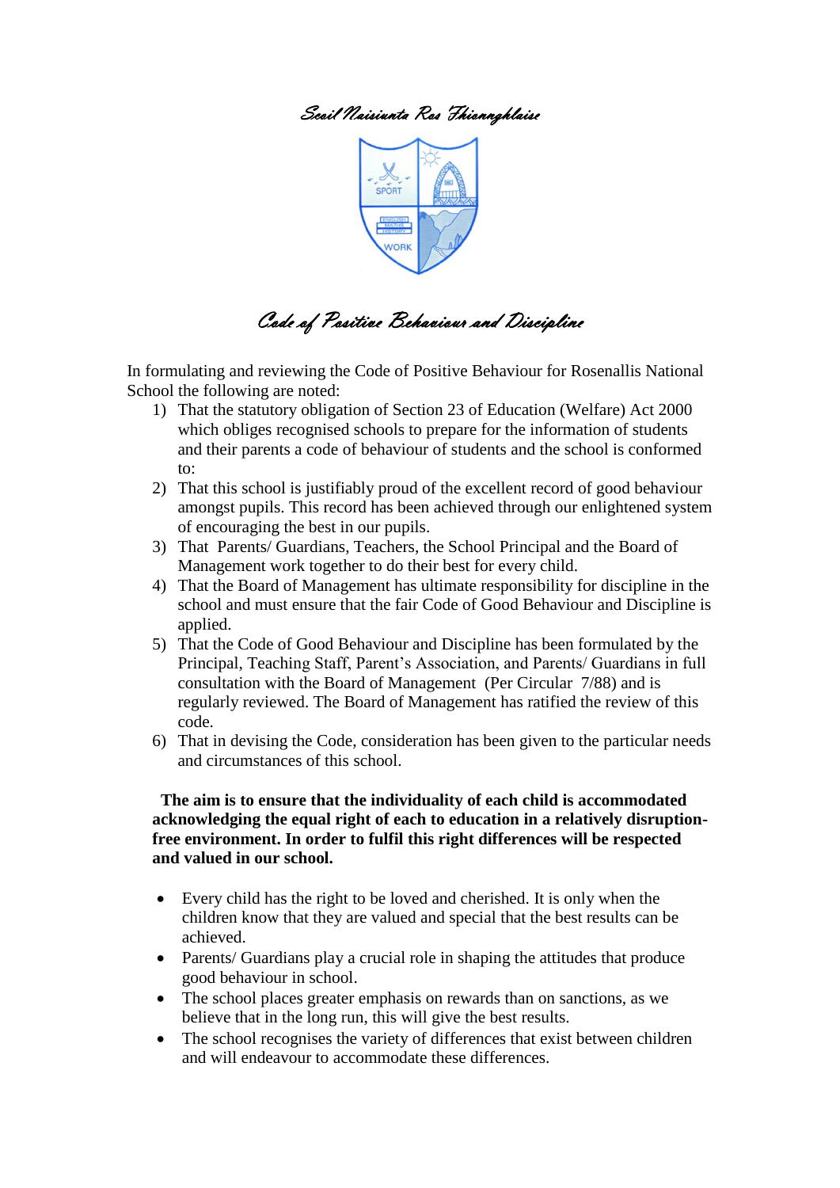*Scoil Naisiunta Ros Fhionnghlaise*

# *Code of Positive Behaviour and Discipline*

In formulating and reviewing the Code of Positive Behaviour for Rosenallis National School the following are noted:

1) That the statutory obligation of Section 23 of Education (Welfare) Act 2000 which obliges recognised schools to prepare for the information of students and their parents a code of behaviour of students and the school is conformed to:
2) That this school is justifiably proud of the excellent record of good behaviour amongst pupils. This record has been achieved through our enlightened system of encouraging the best in our pupils.
3) That Parents/ Guardians, Teachers, the School Principal and the Board of Management work together to do their best for every child.
4) That the Board of Management has ultimate responsibility for discipline in the school and must ensure that the fair Code of Good Behaviour and Discipline is applied.
5) That the Code of Good Behaviour and Discipline has been formulated by the Principal, Teaching Staff, Parent's Association, and Parents/ Guardians in full consultation with the Board of Management (Per Circular 7/88) and is regularly reviewed. The Board of Management has ratified the review of this code.
6) That in devising the Code, consideration has been given to the particular needs and circumstances of this school.

**The aim is to ensure that the individuality of each child is accommodated acknowledging the equal right of each to education in a relatively disruption-free environment. In order to fulfil this right differences will be respected and valued in our school.**

- Every child has the right to be loved and cherished. It is only when the children know that they are valued and special that the best results can be achieved.
- Parents/ Guardians play a crucial role in shaping the attitudes that produce good behaviour in school.
- The school places greater emphasis on rewards than on sanctions, as we believe that in the long run, this will give the best results.
- The school recognises the variety of differences that exist between children and will endeavour to accommodate these differences.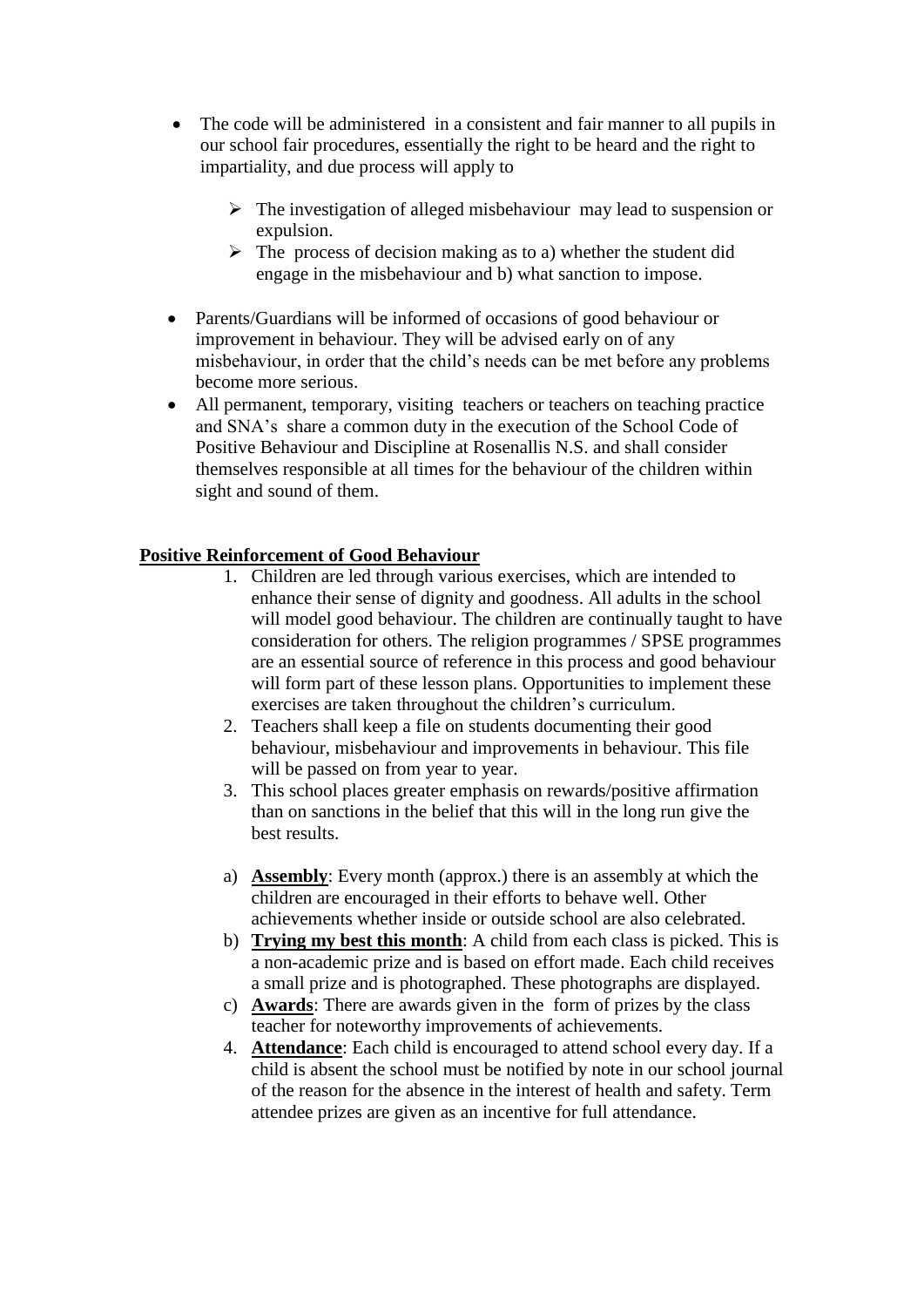- The code will be administered in a consistent and fair manner to all pupils in our school fair procedures, essentially the right to be heard and the right to impartiality, and due process will apply to
  - The investigation of alleged misbehaviour may lead to suspension or expulsion.
  - The process of decision making as to a) whether the student did engage in the misbehaviour and b) what sanction to impose.
- Parents/Guardians will be informed of occasions of good behaviour or improvement in behaviour. They will be advised early on of any misbehaviour, in order that the child's needs can be met before any problems become more serious.
- All permanent, temporary, visiting teachers or teachers on teaching practice and SNA's share a common duty in the execution of the School Code of Positive Behaviour and Discipline at Rosenallis N.S. and shall consider themselves responsible at all times for the behaviour of the children within sight and sound of them.

**Positive Reinforcement of Good Behaviour**

1. Children are led through various exercises, which are intended to enhance their sense of dignity and goodness. All adults in the school will model good behaviour. The children are continually taught to have consideration for others. The religion programmes / SPSE programmes are an essential source of reference in this process and good behaviour will form part of these lesson plans. Opportunities to implement these exercises are taken throughout the children's curriculum.
2. Teachers shall keep a file on students documenting their good behaviour, misbehaviour and improvements in behaviour. This file will be passed on from year to year.
3. This school places greater emphasis on rewards/positive affirmation than on sanctions in the belief that this will in the long run give the best results.

a) **Assembly**: Every month (approx.) there is an assembly at which the children are encouraged in their efforts to behave well. Other achievements whether inside or outside school are also celebrated.

b) **Trying my best this month**: A child from each class is picked. This is a non-academic prize and is based on effort made. Each child receives a small prize and is photographed. These photographs are displayed.

c) **Awards**: There are awards given in the form of prizes by the class teacher for noteworthy improvements of achievements.

4. **Attendance**: Each child is encouraged to attend school every day. If a child is absent the school must be notified by note in our school journal of the reason for the absence in the interest of health and safety. Term attendee prizes are given as an incentive for full attendance.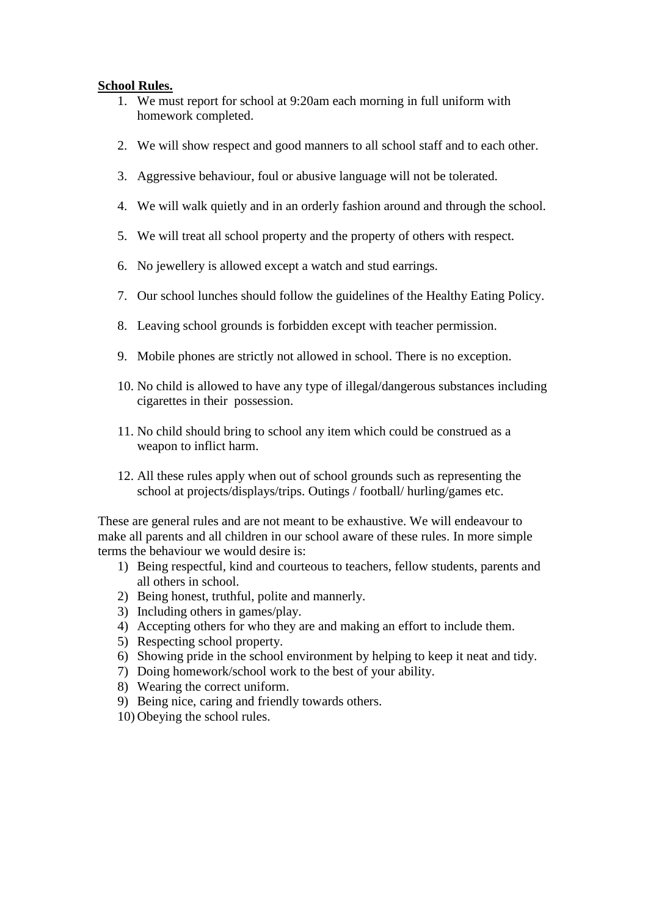**School Rules.**

1. We must report for school at 9:20am each morning in full uniform with homework completed.

2. We will show respect and good manners to all school staff and to each other.

3. Aggressive behaviour, foul or abusive language will not be tolerated.

4. We will walk quietly and in an orderly fashion around and through the school.

5. We will treat all school property and the property of others with respect.

6. No jewellery is allowed except a watch and stud earrings.

7. Our school lunches should follow the guidelines of the Healthy Eating Policy.

8. Leaving school grounds is forbidden except with teacher permission.

9. Mobile phones are strictly not allowed in school. There is no exception.

10. No child is allowed to have any type of illegal/dangerous substances including cigarettes in their possession.

11. No child should bring to school any item which could be construed as a weapon to inflict harm.

12. All these rules apply when out of school grounds such as representing the school at projects/displays/trips. Outings / football/ hurling/games etc.

These are general rules and are not meant to be exhaustive. We will endeavour to make all parents and all children in our school aware of these rules. In more simple terms the behaviour we would desire is:

1) Being respectful, kind and courteous to teachers, fellow students, parents and all others in school.
2) Being honest, truthful, polite and mannerly.
3) Including others in games/play.
4) Accepting others for who they are and making an effort to include them.
5) Respecting school property.
6) Showing pride in the school environment by helping to keep it neat and tidy.
7) Doing homework/school work to the best of your ability.
8) Wearing the correct uniform.
9) Being nice, caring and friendly towards others.
10) Obeying the school rules.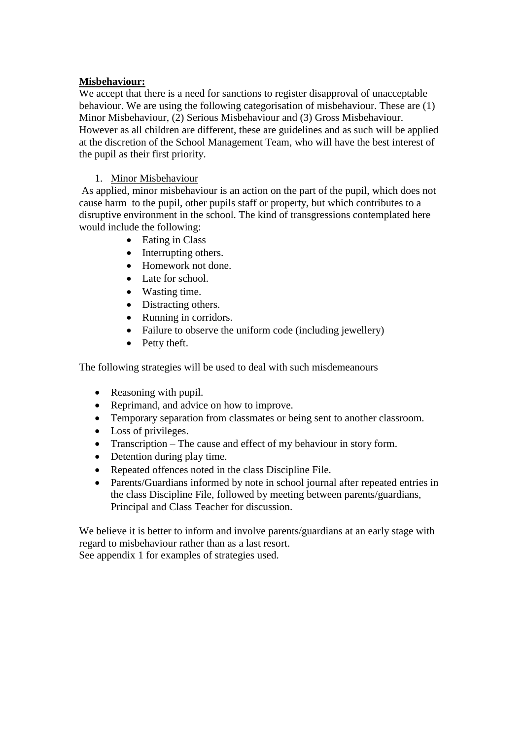**Misbehaviour:**

We accept that there is a need for sanctions to register disapproval of unacceptable behaviour. We are using the following categorisation of misbehaviour. These are (1) Minor Misbehaviour, (2) Serious Misbehaviour and (3) Gross Misbehaviour. However as all children are different, these are guidelines and as such will be applied at the discretion of the School Management Team, who will have the best interest of the pupil as their first priority.

1. Minor Misbehaviour

As applied, minor misbehaviour is an action on the part of the pupil, which does not cause harm to the pupil, other pupils staff or property, but which contributes to a disruptive environment in the school. The kind of transgressions contemplated here would include the following:

- Eating in Class
- Interrupting others.
- Homework not done.
- Late for school.
- Wasting time.
- Distracting others.
- Running in corridors.
- Failure to observe the uniform code (including jewellery)
- Petty theft.

The following strategies will be used to deal with such misdemeanours

- Reasoning with pupil.
- Reprimand, and advice on how to improve.
- Temporary separation from classmates or being sent to another classroom.
- Loss of privileges.
- Transcription – The cause and effect of my behaviour in story form.
- Detention during play time.
- Repeated offences noted in the class Discipline File.
- Parents/Guardians informed by note in school journal after repeated entries in the class Discipline File, followed by meeting between parents/guardians, Principal and Class Teacher for discussion.

We believe it is better to inform and involve parents/guardians at an early stage with regard to misbehaviour rather than as a last resort.
See appendix 1 for examples of strategies used.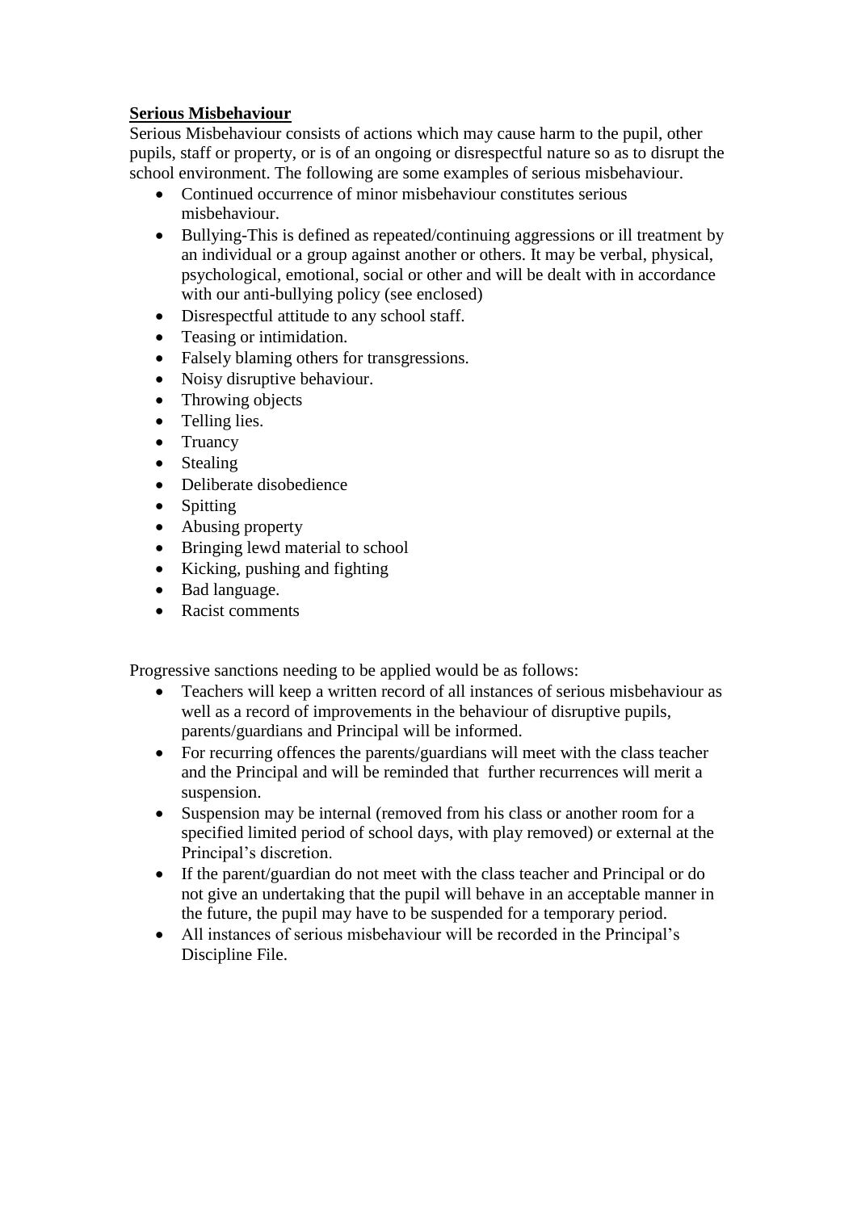**Serious Misbehaviour**

Serious Misbehaviour consists of actions which may cause harm to the pupil, other pupils, staff or property, or is of an ongoing or disrespectful nature so as to disrupt the school environment. The following are some examples of serious misbehaviour.

- Continued occurrence of minor misbehaviour constitutes serious misbehaviour.
- Bullying-This is defined as repeated/continuing aggressions or ill treatment by an individual or a group against another or others. It may be verbal, physical, psychological, emotional, social or other and will be dealt with in accordance with our anti-bullying policy (see enclosed)
- Disrespectful attitude to any school staff.
- Teasing or intimidation.
- Falsely blaming others for transgressions.
- Noisy disruptive behaviour.
- Throwing objects
- Telling lies.
- Truancy
- Stealing
- Deliberate disobedience
- Spitting
- Abusing property
- Bringing lewd material to school
- Kicking, pushing and fighting
- Bad language.
- Racist comments

Progressive sanctions needing to be applied would be as follows:

- Teachers will keep a written record of all instances of serious misbehaviour as well as a record of improvements in the behaviour of disruptive pupils, parents/guardians and Principal will be informed.
- For recurring offences the parents/guardians will meet with the class teacher and the Principal and will be reminded that further recurrences will merit a suspension.
- Suspension may be internal (removed from his class or another room for a specified limited period of school days, with play removed) or external at the Principal's discretion.
- If the parent/guardian do not meet with the class teacher and Principal or do not give an undertaking that the pupil will behave in an acceptable manner in the future, the pupil may have to be suspended for a temporary period.
- All instances of serious misbehaviour will be recorded in the Principal's Discipline File.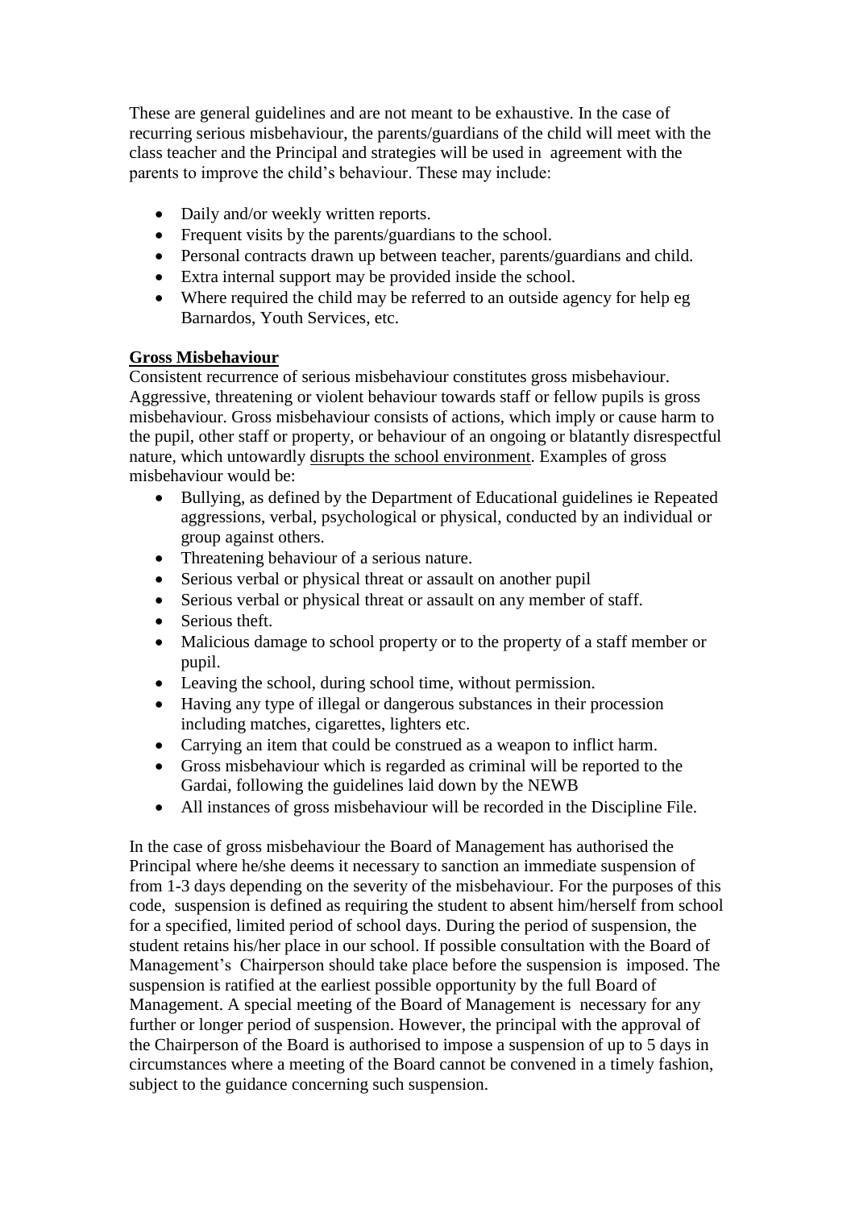These are general guidelines and are not meant to be exhaustive. In the case of recurring serious misbehaviour, the parents/guardians of the child will meet with the class teacher and the Principal and strategies will be used in agreement with the parents to improve the child's behaviour. These may include:

- Daily and/or weekly written reports.
- Frequent visits by the parents/guardians to the school.
- Personal contracts drawn up between teacher, parents/guardians and child.
- Extra internal support may be provided inside the school.
- Where required the child may be referred to an outside agency for help eg Barnardos, Youth Services, etc.

**Gross Misbehaviour**

Consistent recurrence of serious misbehaviour constitutes gross misbehaviour. Aggressive, threatening or violent behaviour towards staff or fellow pupils is gross misbehaviour. Gross misbehaviour consists of actions, which imply or cause harm to the pupil, other staff or property, or behaviour of an ongoing or blatantly disrespectful nature, which untowardly disrupts the school environment. Examples of gross misbehaviour would be:

- Bullying, as defined by the Department of Educational guidelines ie Repeated aggressions, verbal, psychological or physical, conducted by an individual or group against others.
- Threatening behaviour of a serious nature.
- Serious verbal or physical threat or assault on another pupil
- Serious verbal or physical threat or assault on any member of staff.
- Serious theft.
- Malicious damage to school property or to the property of a staff member or pupil.
- Leaving the school, during school time, without permission.
- Having any type of illegal or dangerous substances in their procession including matches, cigarettes, lighters etc.
- Carrying an item that could be construed as a weapon to inflict harm.
- Gross misbehaviour which is regarded as criminal will be reported to the Gardai, following the guidelines laid down by the NEWB
- All instances of gross misbehaviour will be recorded in the Discipline File.

In the case of gross misbehaviour the Board of Management has authorised the Principal where he/she deems it necessary to sanction an immediate suspension of from 1-3 days depending on the severity of the misbehaviour. For the purposes of this code, suspension is defined as requiring the student to absent him/herself from school for a specified, limited period of school days. During the period of suspension, the student retains his/her place in our school. If possible consultation with the Board of Management's Chairperson should take place before the suspension is imposed. The suspension is ratified at the earliest possible opportunity by the full Board of Management. A special meeting of the Board of Management is necessary for any further or longer period of suspension. However, the principal with the approval of the Chairperson of the Board is authorised to impose a suspension of up to 5 days in circumstances where a meeting of the Board cannot be convened in a timely fashion, subject to the guidance concerning such suspension.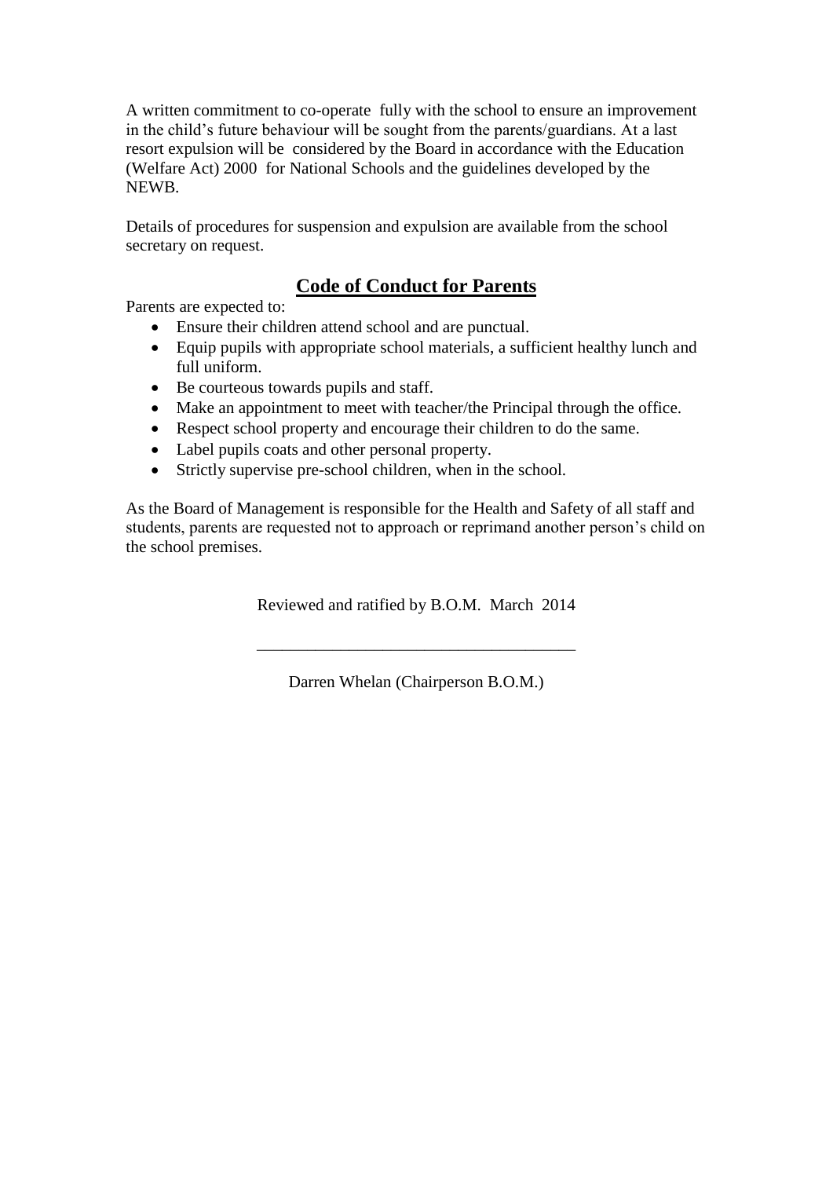A written commitment to co-operate fully with the school to ensure an improvement in the child's future behaviour will be sought from the parents/guardians. At a last resort expulsion will be considered by the Board in accordance with the Education (Welfare Act) 2000 for National Schools and the guidelines developed by the NEWB.

Details of procedures for suspension and expulsion are available from the school secretary on request.

## Code of Conduct for Parents

Parents are expected to:

- Ensure their children attend school and are punctual.
- Equip pupils with appropriate school materials, a sufficient healthy lunch and full uniform.
- Be courteous towards pupils and staff.
- Make an appointment to meet with teacher/the Principal through the office.
- Respect school property and encourage their children to do the same.
- Label pupils coats and other personal property.
- Strictly supervise pre-school children, when in the school.

As the Board of Management is responsible for the Health and Safety of all staff and students, parents are requested not to approach or reprimand another person's child on the school premises.

Reviewed and ratified by B.O.M. March 2014

\_\_\_\_\_\_\_\_\_\_\_\_\_\_\_\_\_\_\_\_\_\_\_\_\_\_\_\_\_\_\_\_\_\_\_\_\_

Darren Whelan (Chairperson B.O.M.)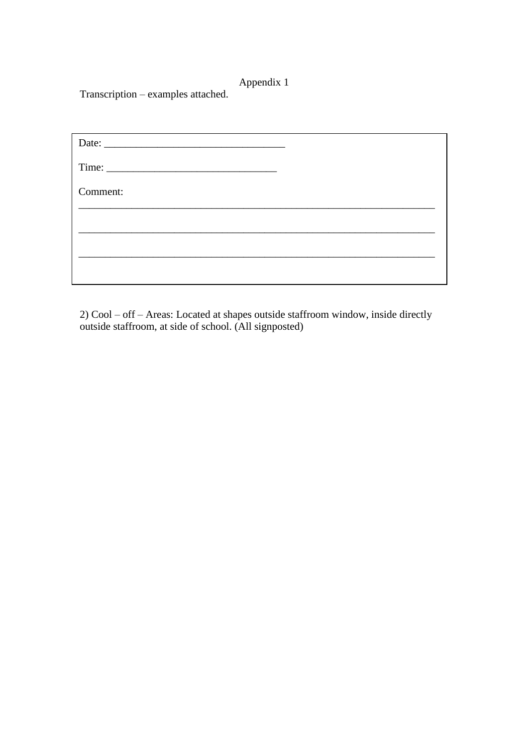Appendix 1

Transcription – examples attached.

| |
|---|
| Date: __________________________________ |
| Time: _______________________________ |
| Comment: |
| ____________________________________________________________________ |
| ____________________________________________________________________ |
| ____________________________________________________________________ |

2) Cool – off – Areas: Located at shapes outside staffroom window, inside directly outside staffroom, at side of school. (All signposted)